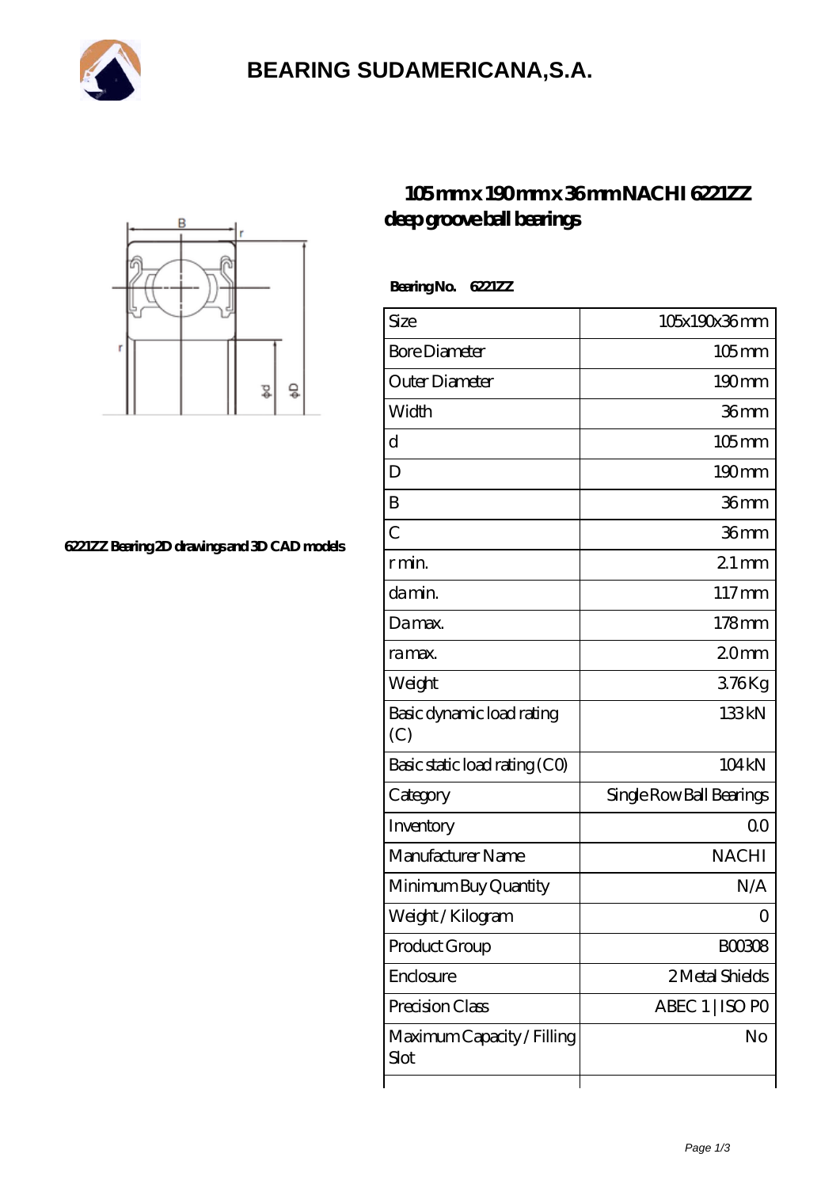# BEARING SUDAMERICANA,S.A.

## 105 mm x 190 mm x 36 mm NACHI 6221ZZ deep groove ball bearings

6221ZZ Bearing 2D drawings and 3D CAD models

**Bearing No. 6221ZZ**

| Size | 105x190x36 mm |
|---|---|
| Bore Diameter | 105 mm |
| Outer Diameter | 190 mm |
| Width | 36 mm |
| d | 105 mm |
| D | 190 mm |
| B | 36 mm |
| C | 36 mm |
| r min. | 2.1 mm |
| da min. | 117 mm |
| Da max. | 178 mm |
| ra max. | 2.0 mm |
| Weight | 3.76 Kg |
| Basic dynamic load rating (C) | 133 kN |
| Basic static load rating (C0) | 104 kN |
| Category | Single Row Ball Bearings |
| Inventory | 0.0 |
| Manufacturer Name | NACHI |
| Minimum Buy Quantity | N/A |
| Weight / Kilogram | 0 |
| Product Group | B00308 |
| Enclosure | 2 Metal Shields |
| Precision Class | ABEC 1 \| ISO P0 |
| Maximum Capacity / Filling Slot | No |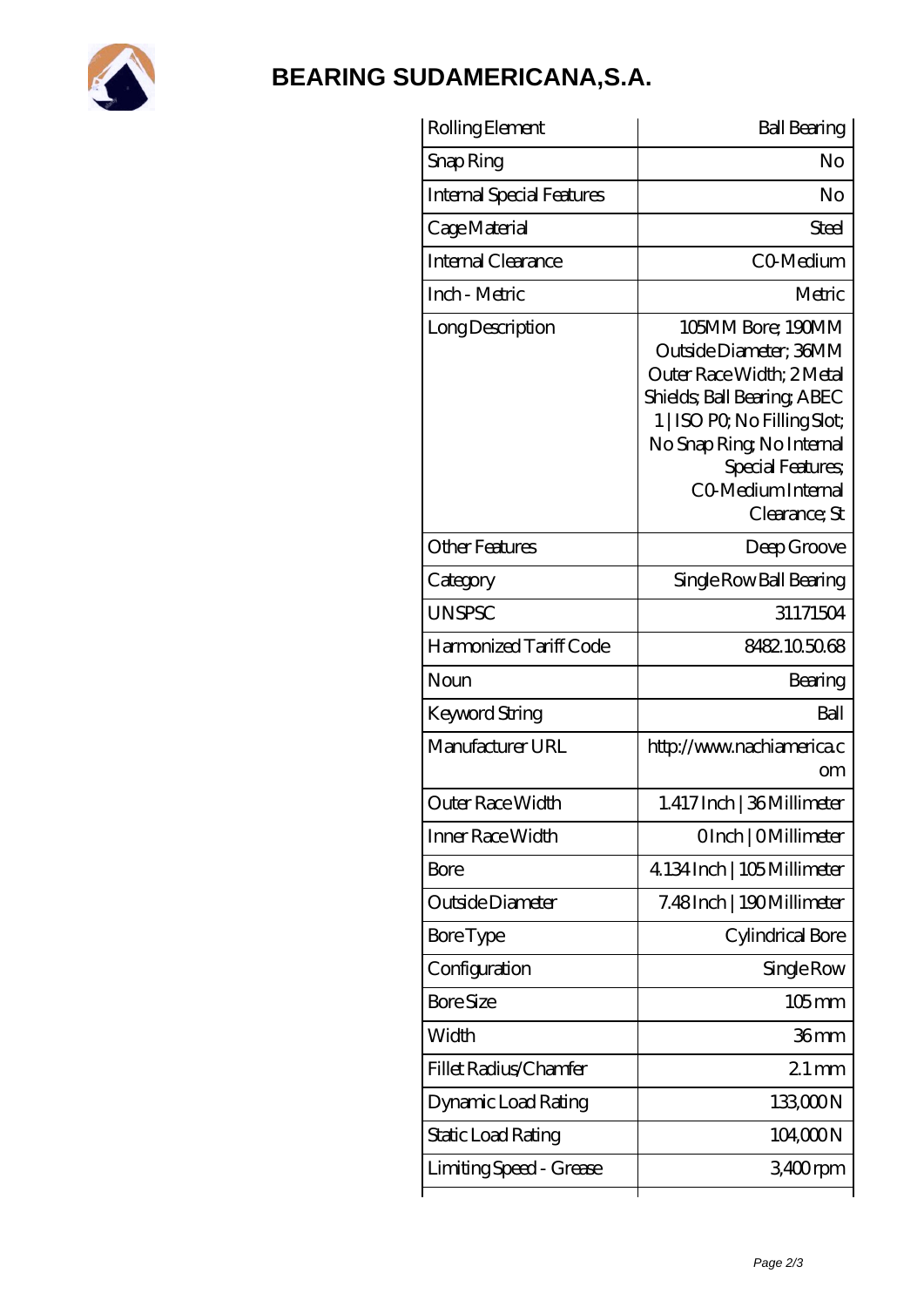# BEARING SUDAMERICANA,S.A.

| | |
|---|---|
| Rolling Element | Ball Bearing |
| Snap Ring | No |
| Internal Special Features | No |
| Cage Material | Steel |
| Internal Clearance | C0-Medium |
| Inch - Metric | Metric |
| Long Description | 105MM Bore; 190MM Outside Diameter; 36MM Outer Race Width; 2 Metal Shields; Ball Bearing; ABEC 1 \| ISO P0; No Filling Slot; No Snap Ring; No Internal Special Features; C0-Medium Internal Clearance; St |
| Other Features | Deep Groove |
| Category | Single Row Ball Bearing |
| UNSPSC | 31171504 |
| Harmonized Tariff Code | 8482.10.50.68 |
| Noun | Bearing |
| Keyword String | Ball |
| Manufacturer URL | http://www.nachiamerica.com |
| Outer Race Width | 1.417 Inch \| 36 Millimeter |
| Inner Race Width | 0 Inch \| 0 Millimeter |
| Bore | 4.134 Inch \| 105 Millimeter |
| Outside Diameter | 7.48 Inch \| 190 Millimeter |
| Bore Type | Cylindrical Bore |
| Configuration | Single Row |
| Bore Size | 105 mm |
| Width | 36 mm |
| Fillet Radius/Chamfer | 2.1 mm |
| Dynamic Load Rating | 133,000 N |
| Static Load Rating | 104,000 N |
| Limiting Speed - Grease | 3,400 rpm |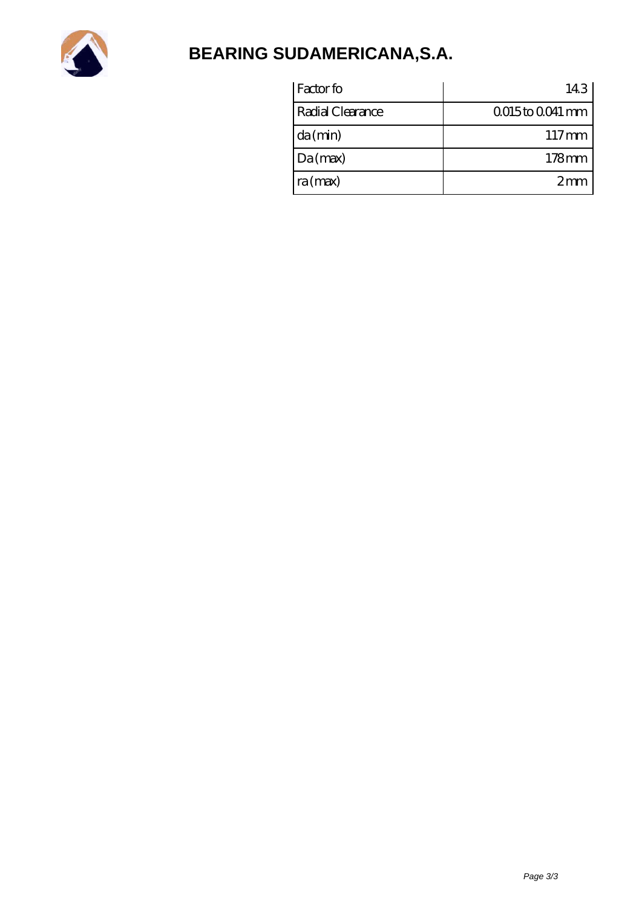# BEARING SUDAMERICANA,S.A.

| | |
|---|---|
| Factor fo | 14.3 |
| Radial Clearance | 0.015 to 0.041 mm |
| da (min) | 117 mm |
| Da (max) | 178 mm |
| ra (max) | 2 mm |